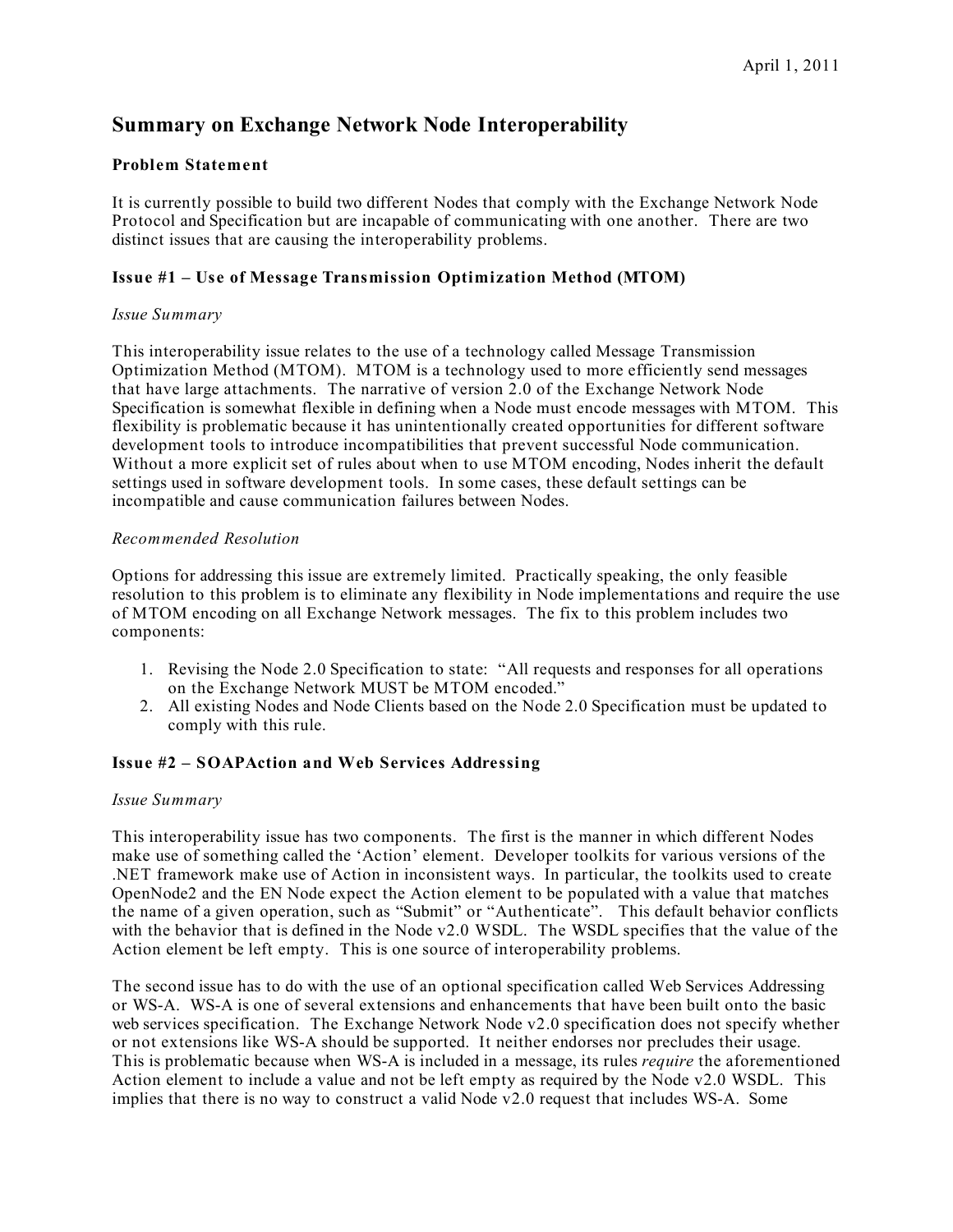April 1, 2011

# Summary on Exchange Network Node Interoperability

### Problem Statement

It is currently possible to build two different Nodes that comply with the Exchange Network Node Protocol and Specification but are incapable of communicating with one another. There are two distinct issues that are causing the interoperability problems.

### Issue #1 – Use of Message Transmission Optimization Method (MTOM)

*Issue Summary*

This interoperability issue relates to the use of a technology called Message Transmission Optimization Method (MTOM). MTOM is a technology used to more efficiently send messages that have large attachments. The narrative of version 2.0 of the Exchange Network Node Specification is somewhat flexible in defining when a Node must encode messages with MTOM. This flexibility is problematic because it has unintentionally created opportunities for different software development tools to introduce incompatibilities that prevent successful Node communication. Without a more explicit set of rules about when to use MTOM encoding, Nodes inherit the default settings used in software development tools. In some cases, these default settings can be incompatible and cause communication failures between Nodes.

*Recommended Resolution*

Options for addressing this issue are extremely limited. Practically speaking, the only feasible resolution to this problem is to eliminate any flexibility in Node implementations and require the use of MTOM encoding on all Exchange Network messages. The fix to this problem includes two components:

1. Revising the Node 2.0 Specification to state: "All requests and responses for all operations on the Exchange Network MUST be MTOM encoded."
2. All existing Nodes and Node Clients based on the Node 2.0 Specification must be updated to comply with this rule.

### Issue #2 – SOAPAction and Web Services Addressing

*Issue Summary*

This interoperability issue has two components. The first is the manner in which different Nodes make use of something called the 'Action' element. Developer toolkits for various versions of the .NET framework make use of Action in inconsistent ways. In particular, the toolkits used to create OpenNode2 and the EN Node expect the Action element to be populated with a value that matches the name of a given operation, such as "Submit" or "Authenticate". This default behavior conflicts with the behavior that is defined in the Node v2.0 WSDL. The WSDL specifies that the value of the Action element be left empty. This is one source of interoperability problems.

The second issue has to do with the use of an optional specification called Web Services Addressing or WS-A. WS-A is one of several extensions and enhancements that have been built onto the basic web services specification. The Exchange Network Node v2.0 specification does not specify whether or not extensions like WS-A should be supported. It neither endorses nor precludes their usage. This is problematic because when WS-A is included in a message, its rules *require* the aforementioned Action element to include a value and not be left empty as required by the Node v2.0 WSDL. This implies that there is no way to construct a valid Node v2.0 request that includes WS-A. Some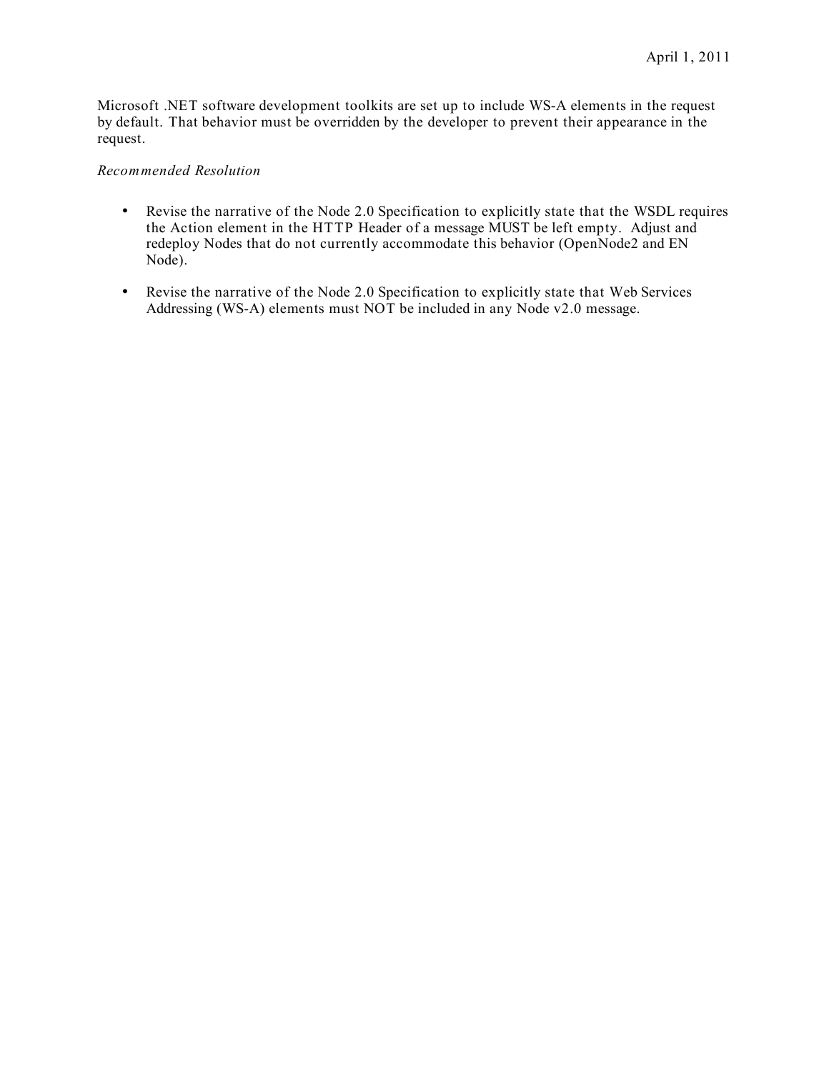Microsoft .NET software development toolkits are set up to include WS-A elements in the request by default. That behavior must be overridden by the developer to prevent their appearance in the request.

*Recommended Resolution*

- Revise the narrative of the Node 2.0 Specification to explicitly state that the WSDL requires the Action element in the HTTP Header of a message MUST be left empty. Adjust and redeploy Nodes that do not currently accommodate this behavior (OpenNode2 and EN Node).
- Revise the narrative of the Node 2.0 Specification to explicitly state that Web Services Addressing (WS-A) elements must NOT be included in any Node v2.0 message.